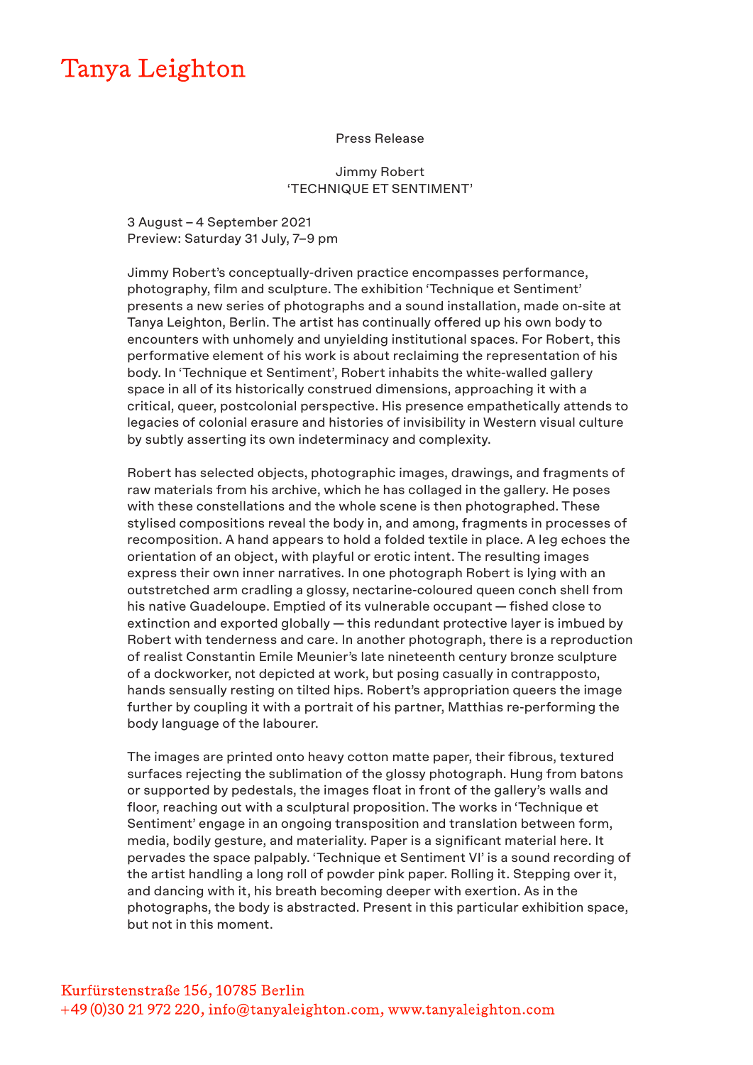# Tanya Leighton

Press Release

Jimmy Robert
'TECHNIQUE ET SENTIMENT'

3 August – 4 September 2021
Preview: Saturday 31 July, 7–9 pm

Jimmy Robert's conceptually-driven practice encompasses performance, photography, film and sculpture. The exhibition 'Technique et Sentiment' presents a new series of photographs and a sound installation, made on-site at Tanya Leighton, Berlin. The artist has continually offered up his own body to encounters with unhomely and unyielding institutional spaces. For Robert, this performative element of his work is about reclaiming the representation of his body. In 'Technique et Sentiment', Robert inhabits the white-walled gallery space in all of its historically construed dimensions, approaching it with a critical, queer, postcolonial perspective. His presence empathetically attends to legacies of colonial erasure and histories of invisibility in Western visual culture by subtly asserting its own indeterminacy and complexity.

Robert has selected objects, photographic images, drawings, and fragments of raw materials from his archive, which he has collaged in the gallery. He poses with these constellations and the whole scene is then photographed. These stylised compositions reveal the body in, and among, fragments in processes of recomposition. A hand appears to hold a folded textile in place. A leg echoes the orientation of an object, with playful or erotic intent. The resulting images express their own inner narratives. In one photograph Robert is lying with an outstretched arm cradling a glossy, nectarine-coloured queen conch shell from his native Guadeloupe. Emptied of its vulnerable occupant — fished close to extinction and exported globally — this redundant protective layer is imbued by Robert with tenderness and care. In another photograph, there is a reproduction of realist Constantin Emile Meunier's late nineteenth century bronze sculpture of a dockworker, not depicted at work, but posing casually in contrapposto, hands sensually resting on tilted hips. Robert's appropriation queers the image further by coupling it with a portrait of his partner, Matthias re-performing the body language of the labourer.

The images are printed onto heavy cotton matte paper, their fibrous, textured surfaces rejecting the sublimation of the glossy photograph. Hung from batons or supported by pedestals, the images float in front of the gallery's walls and floor, reaching out with a sculptural proposition. The works in 'Technique et Sentiment' engage in an ongoing transposition and translation between form, media, bodily gesture, and materiality. Paper is a significant material here. It pervades the space palpably. 'Technique et Sentiment VI' is a sound recording of the artist handling a long roll of powder pink paper. Rolling it. Stepping over it, and dancing with it, his breath becoming deeper with exertion. As in the photographs, the body is abstracted. Present in this particular exhibition space, but not in this moment.

Kurfürstenstraße 156, 10785 Berlin
+49 (0)30 21 972 220, info@tanyaleighton.com, www.tanyaleighton.com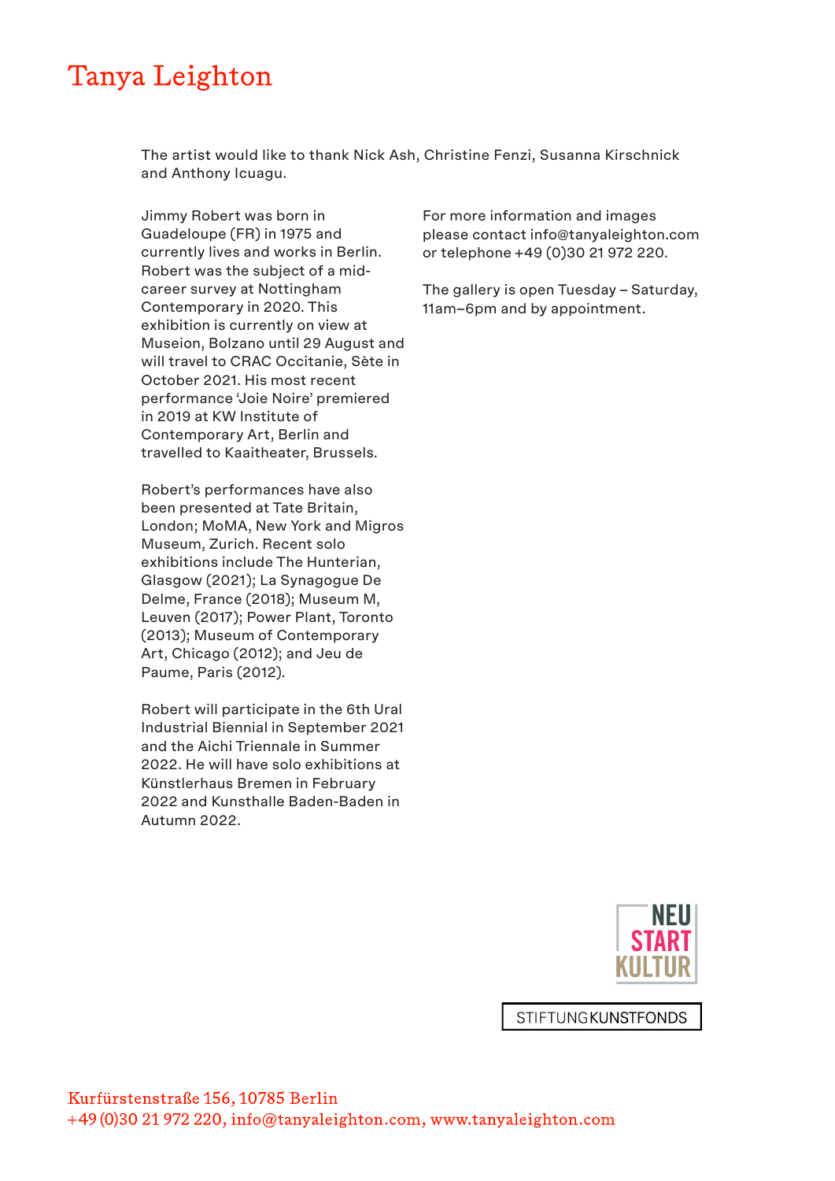# Tanya Leighton

The artist would like to thank Nick Ash, Christine Fenzi, Susanna Kirschnick and Anthony Icuagu.

Jimmy Robert was born in Guadeloupe (FR) in 1975 and currently lives and works in Berlin. Robert was the subject of a mid-career survey at Nottingham Contemporary in 2020. This exhibition is currently on view at Museion, Bolzano until 29 August and will travel to CRAC Occitanie, Sète in October 2021. His most recent performance 'Joie Noire' premiered in 2019 at KW Institute of Contemporary Art, Berlin and travelled to Kaaitheater, Brussels.

Robert's performances have also been presented at Tate Britain, London; MoMA, New York and Migros Museum, Zurich. Recent solo exhibitions include The Hunterian, Glasgow (2021); La Synagogue De Delme, France (2018); Museum M, Leuven (2017); Power Plant, Toronto (2013); Museum of Contemporary Art, Chicago (2012); and Jeu de Paume, Paris (2012).

Robert will participate in the 6th Ural Industrial Biennial in September 2021 and the Aichi Triennale in Summer 2022. He will have solo exhibitions at Künstlerhaus Bremen in February 2022 and Kunsthalle Baden-Baden in Autumn 2022.

For more information and images please contact info@tanyaleighton.com or telephone +49 (0)30 21 972 220.

The gallery is open Tuesday – Saturday, 11am–6pm and by appointment.

NEU START KULTUR

STIFTUNG KUNSTFONDS

Kurfürstenstraße 156, 10785 Berlin
+49 (0)30 21 972 220, info@tanyaleighton.com, www.tanyaleighton.com